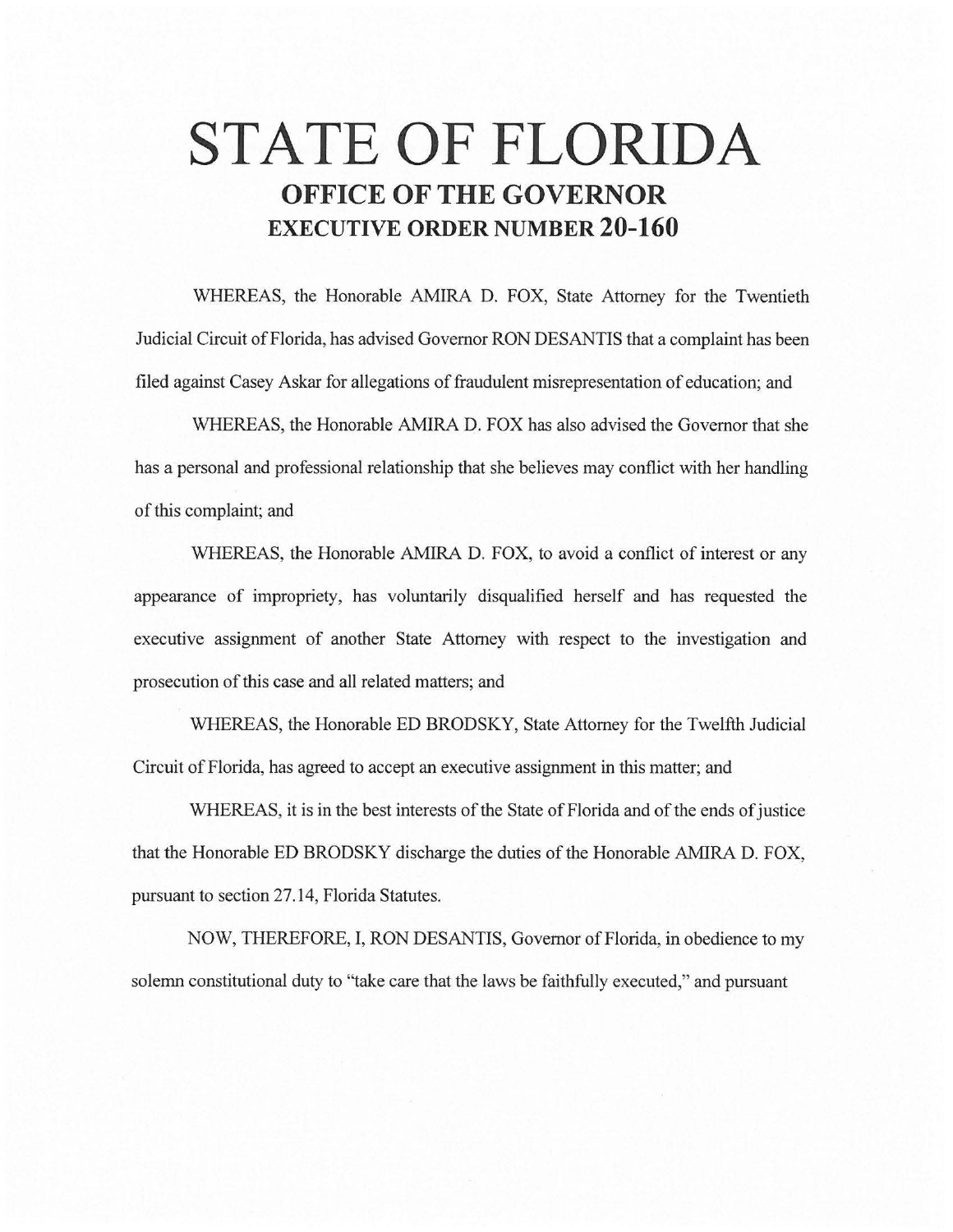# STATE OF FLORIDA

## OFFICE OF THE GOVERNOR

## EXECUTIVE ORDER NUMBER 20-160

WHEREAS, the Honorable AMIRA D. FOX, State Attorney for the Twentieth Judicial Circuit of Florida, has advised Governor RON DESANTIS that a complaint has been filed against Casey Askar for allegations of fraudulent misrepresentation of education; and

WHEREAS, the Honorable AMIRA D. FOX has also advised the Governor that she has a personal and professional relationship that she believes may conflict with her handling of this complaint; and

WHEREAS, the Honorable AMIRA D. FOX, to avoid a conflict of interest or any appearance of impropriety, has voluntarily disqualified herself and has requested the executive assignment of another State Attorney with respect to the investigation and prosecution of this case and all related matters; and

WHEREAS, the Honorable ED BRODSKY, State Attorney for the Twelfth Judicial Circuit of Florida, has agreed to accept an executive assignment in this matter; and

WHEREAS, it is in the best interests of the State of Florida and of the ends of justice that the Honorable ED BRODSKY discharge the duties of the Honorable AMIRA D. FOX, pursuant to section 27.14, Florida Statutes.

NOW, THEREFORE, I, RON DESANTIS, Governor of Florida, in obedience to my solemn constitutional duty to "take care that the laws be faithfully executed," and pursuant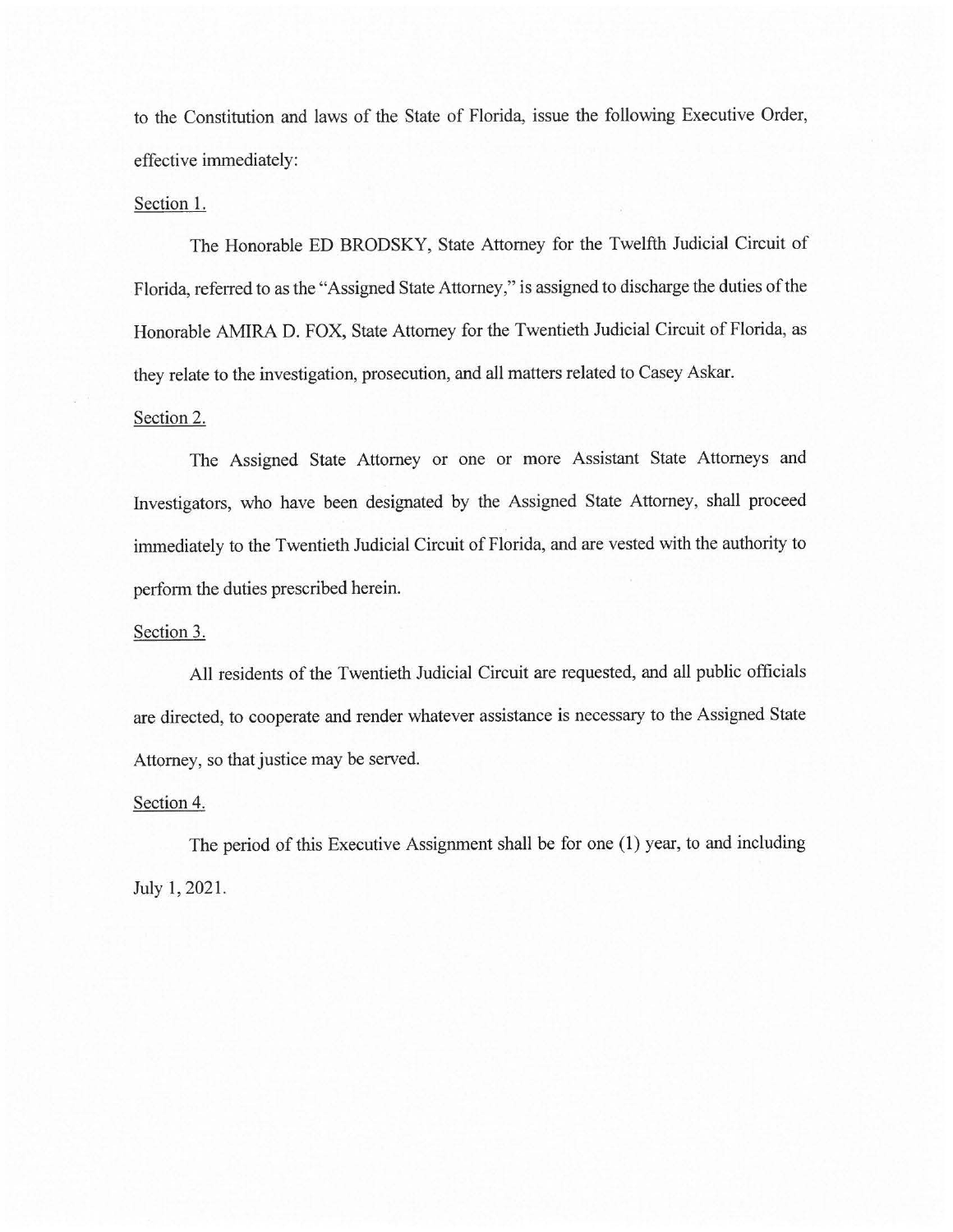to the Constitution and laws of the State of Florida, issue the following Executive Order, effective immediately:

Section 1.

The Honorable ED BRODSKY, State Attorney for the Twelfth Judicial Circuit of Florida, referred to as the "Assigned State Attorney," is assigned to discharge the duties of the Honorable AMIRA D. FOX, State Attorney for the Twentieth Judicial Circuit of Florida, as they relate to the investigation, prosecution, and all matters related to Casey Askar.

Section 2.

The Assigned State Attorney or one or more Assistant State Attorneys and Investigators, who have been designated by the Assigned State Attorney, shall proceed immediately to the Twentieth Judicial Circuit of Florida, and are vested with the authority to perform the duties prescribed herein.

Section 3.

All residents of the Twentieth Judicial Circuit are requested, and all public officials are directed, to cooperate and render whatever assistance is necessary to the Assigned State Attorney, so that justice may be served.

Section 4.

The period of this Executive Assignment shall be for one (1) year, to and including July 1, 2021.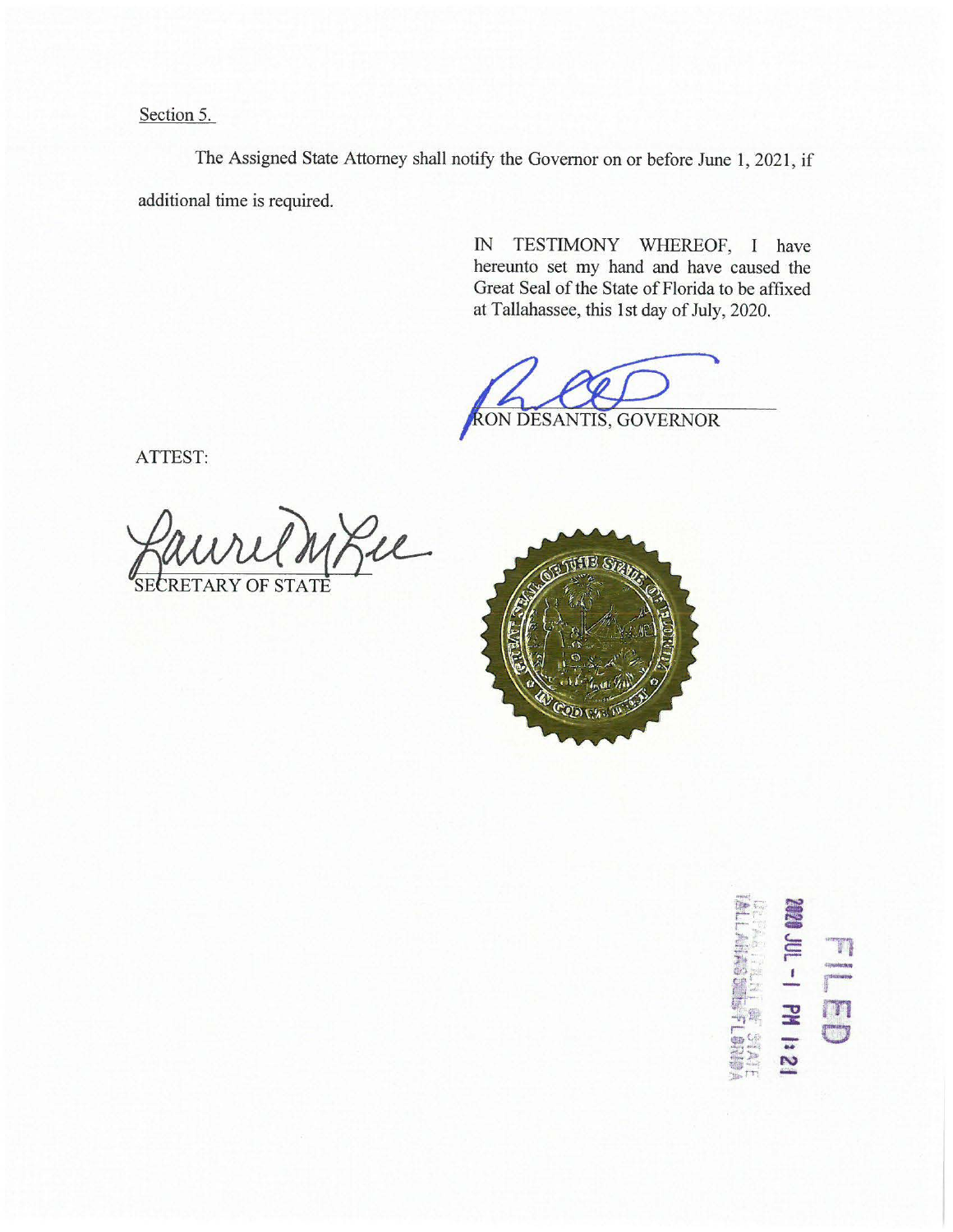Section 5.

The Assigned State Attorney shall notify the Governor on or before June 1, 2021, if additional time is required.

IN TESTIMONY WHEREOF, I have hereunto set my hand and have caused the Great Seal of the State of Florida to be affixed at Tallahassee, this 1st day of July, 2020.

RON DESANTIS, GOVERNOR

ATTEST:

SECRETARY OF STATE

FILED

2020 JUL -1 PM 1:21

DEPARTMENT OF STATE
TALLAHASSEE, FLORIDA